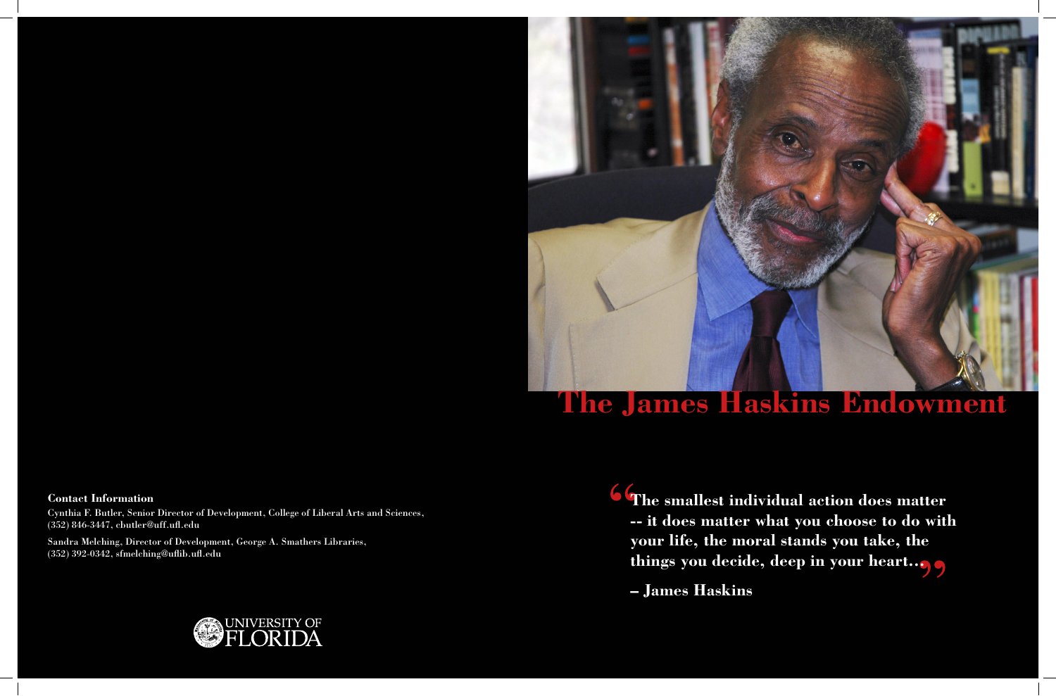# The James Haskins Endowment

"The smallest individual action does matter -- it does matter what you choose to do with your life, the moral stands you take, the things you decide, deep in your heart..."

– James Haskins

**Contact Information**

Cynthia F. Butler, Senior Director of Development, College of Liberal Arts and Sciences, (352) 846-3447, cbutler@uff.ufl.edu

Sandra Melching, Director of Development, George A. Smathers Libraries, (352) 392-0342, sfmelching@uflib.ufl.edu

UNIVERSITY OF FLORIDA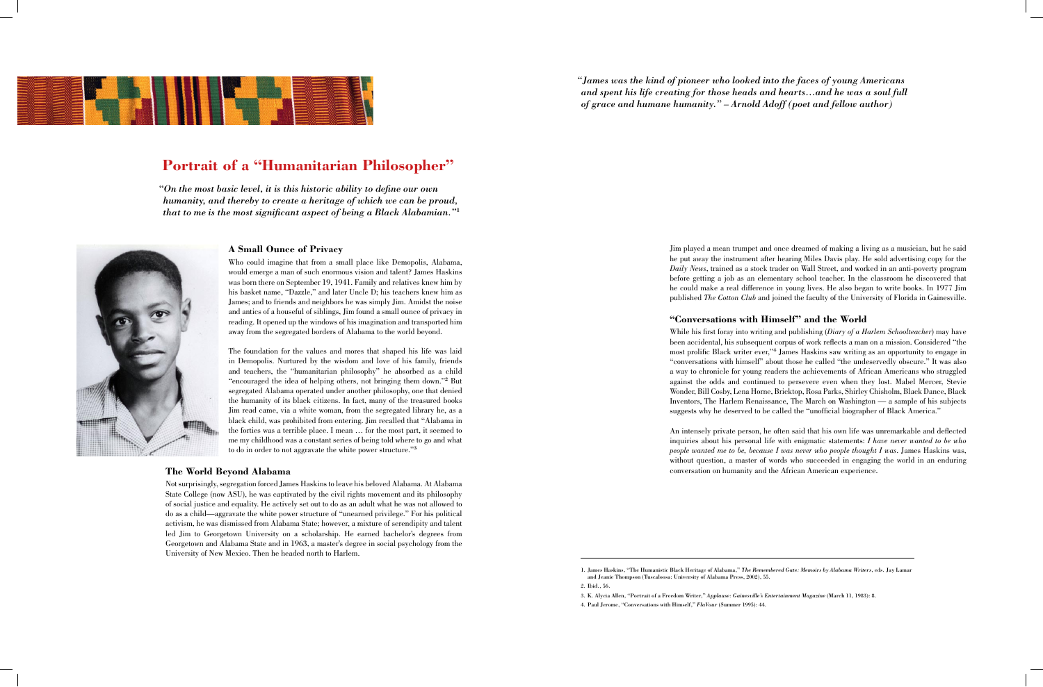*"James was the kind of pioneer who looked into the faces of young Americans and spent his life creating for those heads and hearts…and he was a soul full of grace and humane humanity." – Arnold Adoff (poet and fellow author)*

# Portrait of a "Humanitarian Philosopher"

*"On the most basic level, it is this historic ability to define our own humanity, and thereby to create a heritage of which we can be proud, that to me is the most significant aspect of being a Black Alabamian."*[1]

### A Small Ounce of Privacy

Who could imagine that from a small place like Demopolis, Alabama, would emerge a man of such enormous vision and talent? James Haskins was born there on September 19, 1941. Family and relatives knew him by his basket name, "Dazzle," and later Uncle D; his teachers knew him as James; and to friends and neighbors he was simply Jim. Amidst the noise and antics of a houseful of siblings, Jim found a small ounce of privacy in reading. It opened up the windows of his imagination and transported him away from the segregated borders of Alabama to the world beyond.

The foundation for the values and mores that shaped his life was laid in Demopolis. Nurtured by the wisdom and love of his family, friends and teachers, the "humanitarian philosophy" he absorbed as a child "encouraged the idea of helping others, not bringing them down."[2] But segregated Alabama operated under another philosophy, one that denied the humanity of its black citizens. In fact, many of the treasured books Jim read came, via a white woman, from the segregated library he, as a black child, was prohibited from entering. Jim recalled that "Alabama in the forties was a terrible place. I mean … for the most part, it seemed to me my childhood was a constant series of being told where to go and what to do in order to not aggravate the white power structure."[3]

### The World Beyond Alabama

Not surprisingly, segregation forced James Haskins to leave his beloved Alabama. At Alabama State College (now ASU), he was captivated by the civil rights movement and its philosophy of social justice and equality. He actively set out to do as an adult what he was not allowed to do as a child—aggravate the white power structure of "unearned privilege." For his political activism, he was dismissed from Alabama State; however, a mixture of serendipity and talent led Jim to Georgetown University on a scholarship. He earned bachelor's degrees from Georgetown and Alabama State and in 1963, a master's degree in social psychology from the University of New Mexico. Then he headed north to Harlem.

Jim played a mean trumpet and once dreamed of making a living as a musician, but he said he put away the instrument after hearing Miles Davis play. He sold advertising copy for the *Daily News*, trained as a stock trader on Wall Street, and worked in an anti-poverty program before getting a job as an elementary school teacher. In the classroom he discovered that he could make a real difference in young lives. He also began to write books. In 1977 Jim published *The Cotton Club* and joined the faculty of the University of Florida in Gainesville.

### "Conversations with Himself" and the World

While his first foray into writing and publishing (*Diary of a Harlem Schoolteacher*) may have been accidental, his subsequent corpus of work reflects a man on a mission. Considered "the most prolific Black writer ever,"[4] James Haskins saw writing as an opportunity to engage in "conversations with himself" about those he called "the undeservedly obscure." It was also a way to chronicle for young readers the achievements of African Americans who struggled against the odds and continued to persevere even when they lost. Mabel Mercer, Stevie Wonder, Bill Cosby, Lena Horne, Bricktop, Rosa Parks, Shirley Chisholm, Black Dance, Black Inventors, The Harlem Renaissance, The March on Washington — a sample of his subjects suggests why he deserved to be called the "unofficial biographer of Black America."

An intensely private person, he often said that his own life was unremarkable and deflected inquiries about his personal life with enigmatic statements: *I have never wanted to be who people wanted me to be, because I was never who people thought I was.* James Haskins was, without question, a master of words who succeeded in engaging the world in an enduring conversation on humanity and the African American experience.

---

1. James Haskins, "The Humanistic Black Heritage of Alabama," *The Remembered Gate: Memoirs by Alabama Writers*, eds. Jay Lamar and Jeanie Thompson (Tuscaloosa: University of Alabama Press, 2002), 55.
2. Ibid., 56.
3. K. Alycia Allen, "Portrait of a Freedom Writer," *Applause: Gainesville's Entertainment Magazine* (March 11, 1983): 8.
4. Paul Jerome, "Conversations with Himself," *FlaVour* (Summer 1995): 44.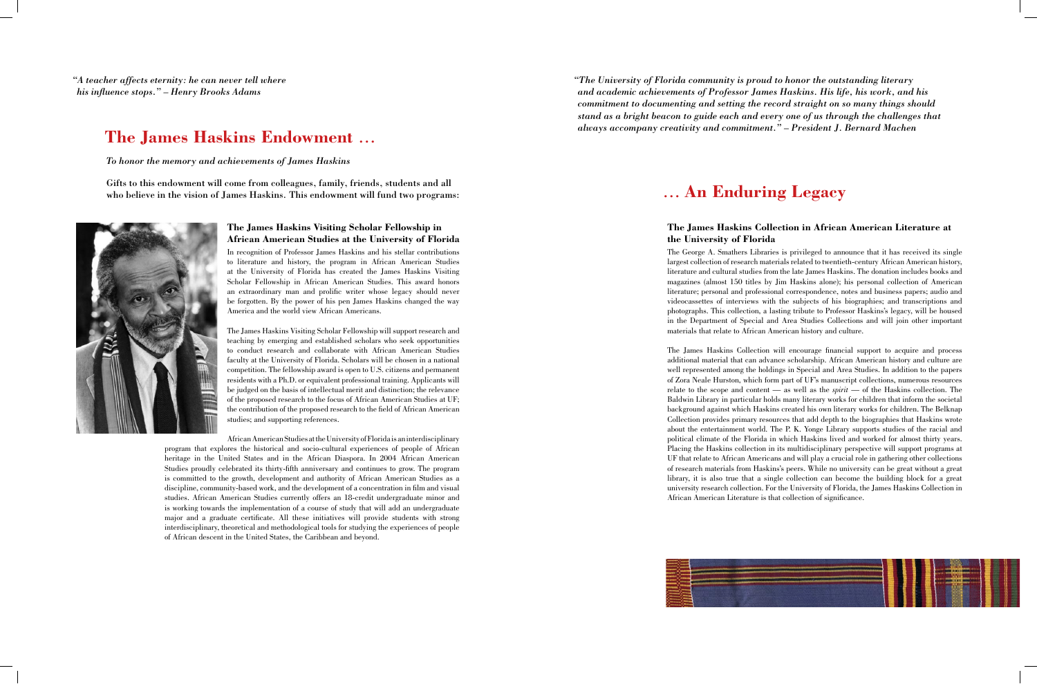*"A teacher affects eternity: he can never tell where his influence stops." – Henry Brooks Adams*

# The James Haskins Endowment …

*To honor the memory and achievements of James Haskins*

**Gifts to this endowment will come from colleagues, family, friends, students and all who believe in the vision of James Haskins. This endowment will fund two programs:**

### The James Haskins Visiting Scholar Fellowship in African American Studies at the University of Florida

In recognition of Professor James Haskins and his stellar contributions to literature and history, the program in African American Studies at the University of Florida has created the James Haskins Visiting Scholar Fellowship in African American Studies. This award honors an extraordinary man and prolific writer whose legacy should never be forgotten. By the power of his pen James Haskins changed the way America and the world view African Americans.

The James Haskins Visiting Scholar Fellowship will support research and teaching by emerging and established scholars who seek opportunities to conduct research and collaborate with African American Studies faculty at the University of Florida. Scholars will be chosen in a national competition. The fellowship award is open to U.S. citizens and permanent residents with a Ph.D. or equivalent professional training. Applicants will be judged on the basis of intellectual merit and distinction; the relevance of the proposed research to the focus of African American Studies at UF; the contribution of the proposed research to the field of African American studies; and supporting references.

African American Studies at the University of Florida is an interdisciplinary program that explores the historical and socio-cultural experiences of people of African heritage in the United States and in the African Diaspora. In 2004 African American Studies proudly celebrated its thirty-fifth anniversary and continues to grow. The program is committed to the growth, development and authority of African American Studies as a discipline, community-based work, and the development of a concentration in film and visual studies. African American Studies currently offers an 18-credit undergraduate minor and is working towards the implementation of a course of study that will add an undergraduate major and a graduate certificate. All these initiatives will provide students with strong interdisciplinary, theoretical and methodological tools for studying the experiences of people of African descent in the United States, the Caribbean and beyond.

*"The University of Florida community is proud to honor the outstanding literary and academic achievements of Professor James Haskins. His life, his work, and his commitment to documenting and setting the record straight on so many things should stand as a bright beacon to guide each and every one of us through the challenges that always accompany creativity and commitment." – President J. Bernard Machen*

# … An Enduring Legacy

### The James Haskins Collection in African American Literature at the University of Florida

The George A. Smathers Libraries is privileged to announce that it has received its single largest collection of research materials related to twentieth-century African American history, literature and cultural studies from the late James Haskins. The donation includes books and magazines (almost 150 titles by Jim Haskins alone); his personal collection of American literature; personal and professional correspondence, notes and business papers; audio and videocassettes of interviews with the subjects of his biographies; and transcriptions and photographs. This collection, a lasting tribute to Professor Haskins's legacy, will be housed in the Department of Special and Area Studies Collections and will join other important materials that relate to African American history and culture.

The James Haskins Collection will encourage financial support to acquire and process additional material that can advance scholarship. African American history and culture are well represented among the holdings in Special and Area Studies. In addition to the papers of Zora Neale Hurston, which form part of UF's manuscript collections, numerous resources relate to the scope and content — as well as the *spirit* — of the Haskins collection. The Baldwin Library in particular holds many literary works for children that inform the societal background against which Haskins created his own literary works for children. The Belknap Collection provides primary resources that add depth to the biographies that Haskins wrote about the entertainment world. The P. K. Yonge Library supports studies of the racial and political climate of the Florida in which Haskins lived and worked for almost thirty years. Placing the Haskins collection in its multidisciplinary perspective will support programs at UF that relate to African Americans and will play a crucial role in gathering other collections of research materials from Haskins's peers. While no university can be great without a great library, it is also true that a single collection can become the building block for a great university research collection. For the University of Florida, the James Haskins Collection in African American Literature is that collection of significance.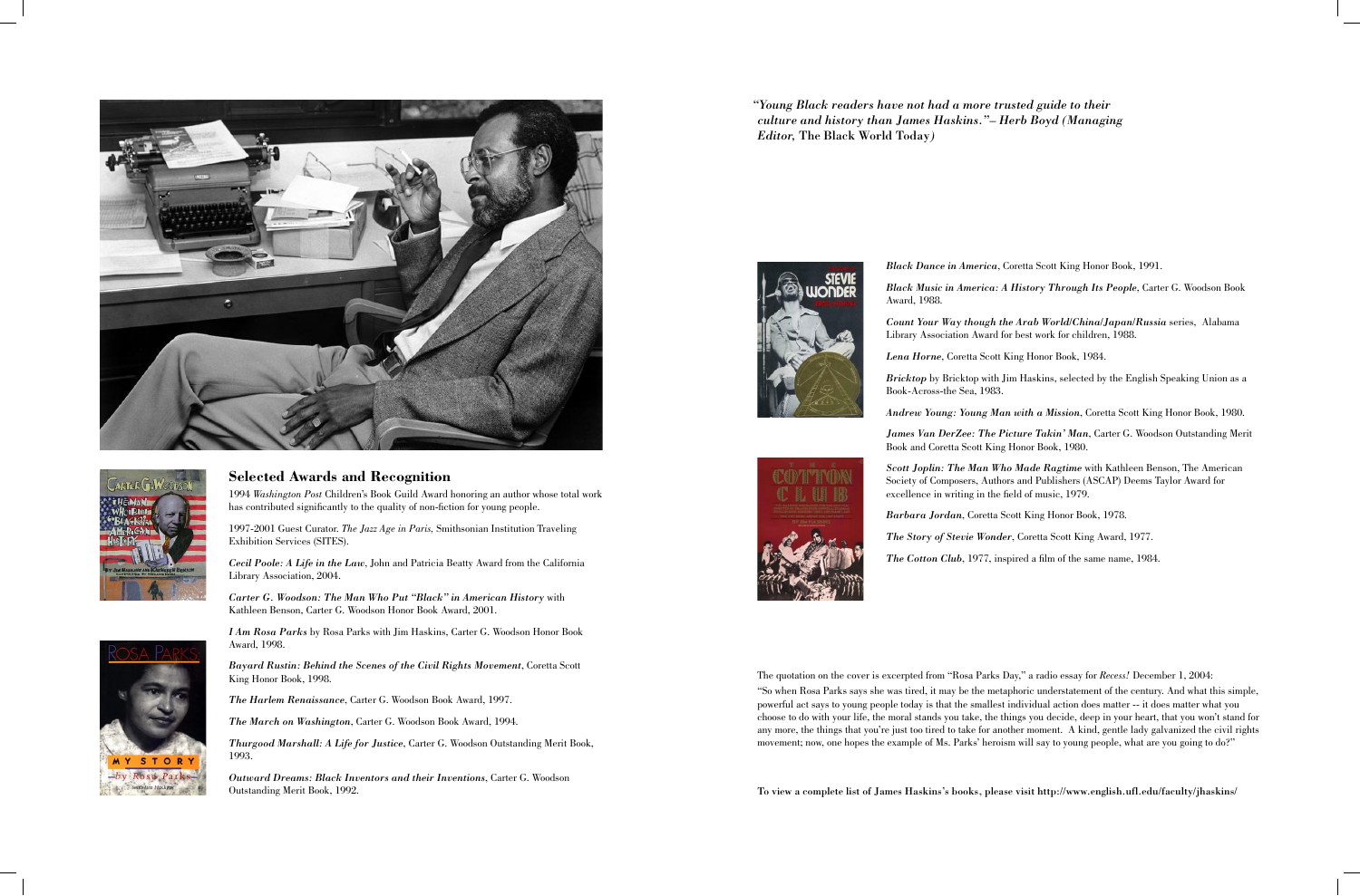## Selected Awards and Recognition

1994 *Washington Post* Children's Book Guild Award honoring an author whose total work has contributed significantly to the quality of non-fiction for young people.

1997-2001 Guest Curator. *The Jazz Age in Paris,* Smithsonian Institution Traveling Exhibition Services (SITES).

***Cecil Poole: A Life in the Law***, John and Patricia Beatty Award from the California Library Association, 2004.

***Carter G. Woodson: The Man Who Put "Black" in American History*** with Kathleen Benson, Carter G. Woodson Honor Book Award, 2001.

***I Am Rosa Parks*** by Rosa Parks with Jim Haskins, Carter G. Woodson Honor Book Award, 1998.

***Bayard Rustin: Behind the Scenes of the Civil Rights Movement***, Coretta Scott King Honor Book, 1998.

***The Harlem Renaissance***, Carter G. Woodson Book Award, 1997.

***The March on Washington***, Carter G. Woodson Book Award, 1994.

***Thurgood Marshall: A Life for Justice***, Carter G. Woodson Outstanding Merit Book, 1993.

***Outward Dreams: Black Inventors and their Inventions***, Carter G. Woodson Outstanding Merit Book, 1992.

*"Young Black readers have not had a more trusted guide to their culture and history than James Haskins."– Herb Boyd (Managing Editor,* The Black World Today*)*

***Black Dance in America***, Coretta Scott King Honor Book, 1991.

***Black Music in America: A History Through Its People***, Carter G. Woodson Book Award, 1988.

***Count Your Way though the Arab World/China/Japan/Russia*** series, Alabama Library Association Award for best work for children, 1988.

***Lena Horne***, Coretta Scott King Honor Book, 1984.

***Bricktop*** by Bricktop with Jim Haskins, selected by the English Speaking Union as a Book-Across-the Sea, 1983.

***Andrew Young: Young Man with a Mission***, Coretta Scott King Honor Book, 1980.

***James Van DerZee: The Picture Takin' Man***, Carter G. Woodson Outstanding Merit Book and Coretta Scott King Honor Book, 1980.

***Scott Joplin: The Man Who Made Ragtime*** with Kathleen Benson, The American Society of Composers, Authors and Publishers (ASCAP) Deems Taylor Award for excellence in writing in the field of music, 1979.

***Barbara Jordan***, Coretta Scott King Honor Book, 1978.

***The Story of Stevie Wonder***, Coretta Scott King Award, 1977.

***The Cotton Club***, 1977, inspired a film of the same name, 1984.

The quotation on the cover is excerpted from "Rosa Parks Day," a radio essay for *Recess!* December 1, 2004:

"So when Rosa Parks says she was tired, it may be the metaphoric understatement of the century. And what this simple, powerful act says to young people today is that the smallest individual action does matter -- it does matter what you choose to do with your life, the moral stands you take, the things you decide, deep in your heart, that you won't stand for any more, the things that you're just too tired to take for another moment. A kind, gentle lady galvanized the civil rights movement; now, one hopes the example of Ms. Parks' heroism will say to young people, what are you going to do?"

**To view a complete list of James Haskins's books, please visit http://www.english.ufl.edu/faculty/jhaskins/**